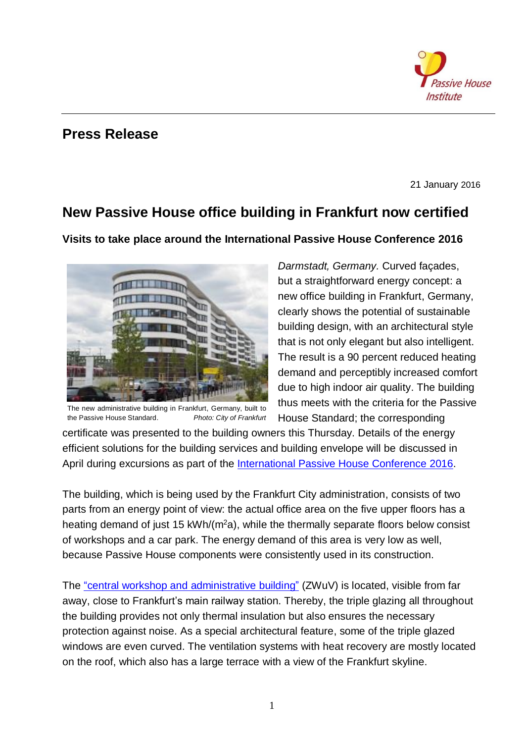Passive House Institute

## Press Release

21 January 2016

# New Passive House office building in Frankfurt now certified

### Visits to take place around the International Passive House Conference 2016

The new administrative building in Frankfurt, Germany, built to the Passive House Standard. *Photo: City of Frankfurt*

*Darmstadt, Germany.* Curved façades, but a straightforward energy concept: a new office building in Frankfurt, Germany, clearly shows the potential of sustainable building design, with an architectural style that is not only elegant but also intelligent. The result is a 90 percent reduced heating demand and perceptibly increased comfort due to high indoor air quality. The building thus meets with the criteria for the Passive House Standard; the corresponding certificate was presented to the building owners this Thursday. Details of the energy efficient solutions for the building services and building envelope will be discussed in April during excursions as part of the International Passive House Conference 2016.

The building, which is being used by the Frankfurt City administration, consists of two parts from an energy point of view: the actual office area on the five upper floors has a heating demand of just 15 kWh/(m$^2$a), while the thermally separate floors below consist of workshops and a car park. The energy demand of this area is very low as well, because Passive House components were consistently used in its construction.

The "central workshop and administrative building" (ZWuV) is located, visible from far away, close to Frankfurt's main railway station. Thereby, the triple glazing all throughout the building provides not only thermal insulation but also ensures the necessary protection against noise. As a special architectural feature, some of the triple glazed windows are even curved. The ventilation systems with heat recovery are mostly located on the roof, which also has a large terrace with a view of the Frankfurt skyline.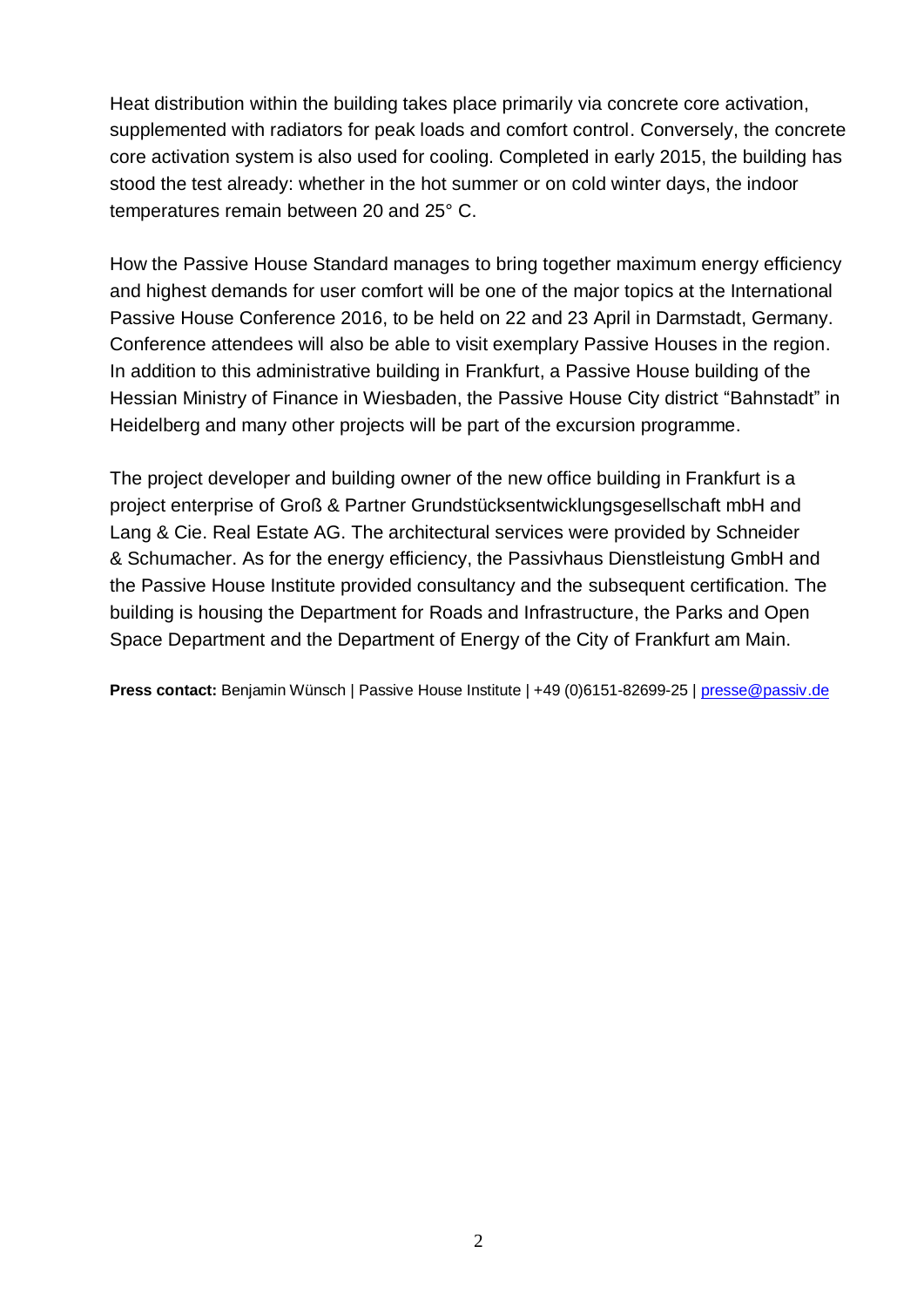Heat distribution within the building takes place primarily via concrete core activation, supplemented with radiators for peak loads and comfort control. Conversely, the concrete core activation system is also used for cooling. Completed in early 2015, the building has stood the test already: whether in the hot summer or on cold winter days, the indoor temperatures remain between 20 and 25° C.

How the Passive House Standard manages to bring together maximum energy efficiency and highest demands for user comfort will be one of the major topics at the International Passive House Conference 2016, to be held on 22 and 23 April in Darmstadt, Germany. Conference attendees will also be able to visit exemplary Passive Houses in the region. In addition to this administrative building in Frankfurt, a Passive House building of the Hessian Ministry of Finance in Wiesbaden, the Passive House City district "Bahnstadt" in Heidelberg and many other projects will be part of the excursion programme.

The project developer and building owner of the new office building in Frankfurt is a project enterprise of Groß & Partner Grundstücksentwicklungsgesellschaft mbH and Lang & Cie. Real Estate AG. The architectural services were provided by Schneider & Schumacher. As for the energy efficiency, the Passivhaus Dienstleistung GmbH and the Passive House Institute provided consultancy and the subsequent certification. The building is housing the Department for Roads and Infrastructure, the Parks and Open Space Department and the Department of Energy of the City of Frankfurt am Main.

**Press contact:** Benjamin Wünsch | Passive House Institute | +49 (0)6151-82699-25 | presse@passiv.de